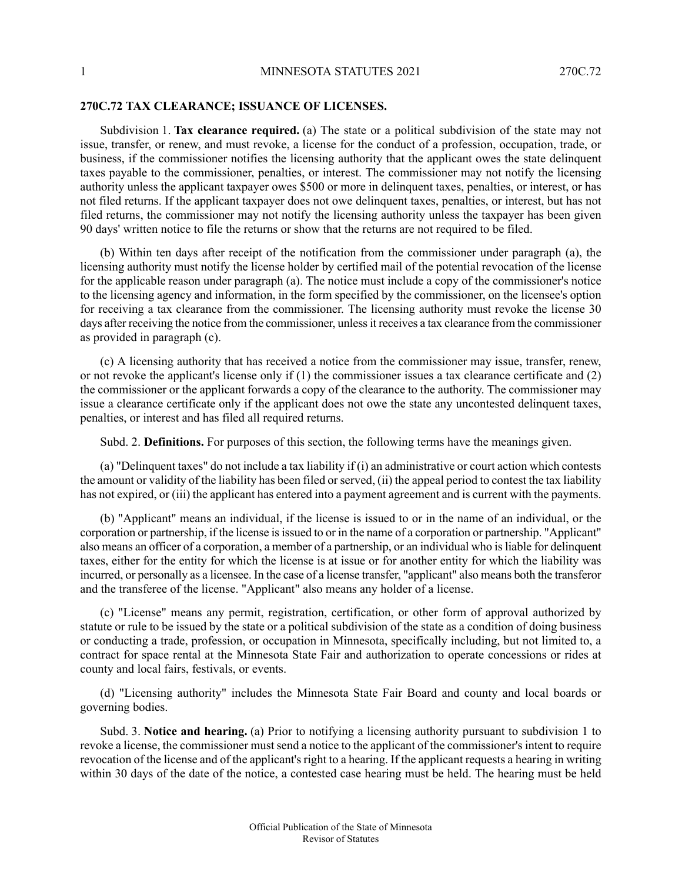## 270C.72 TAX CLEARANCE; ISSUANCE OF LICENSES.

Subdivision 1. **Tax clearance required.** (a) The state or a political subdivision of the state may not issue, transfer, or renew, and must revoke, a license for the conduct of a profession, occupation, trade, or business, if the commissioner notifies the licensing authority that the applicant owes the state delinquent taxes payable to the commissioner, penalties, or interest. The commissioner may not notify the licensing authority unless the applicant taxpayer owes $500 or more in delinquent taxes, penalties, or interest, or has not filed returns. If the applicant taxpayer does not owe delinquent taxes, penalties, or interest, but has not filed returns, the commissioner may not notify the licensing authority unless the taxpayer has been given 90 days' written notice to file the returns or show that the returns are not required to be filed.

(b) Within ten days after receipt of the notification from the commissioner under paragraph (a), the licensing authority must notify the license holder by certified mail of the potential revocation of the license for the applicable reason under paragraph (a). The notice must include a copy of the commissioner's notice to the licensing agency and information, in the form specified by the commissioner, on the licensee's option for receiving a tax clearance from the commissioner. The licensing authority must revoke the license 30 days after receiving the notice from the commissioner, unless it receives a tax clearance from the commissioner as provided in paragraph (c).

(c) A licensing authority that has received a notice from the commissioner may issue, transfer, renew, or not revoke the applicant's license only if (1) the commissioner issues a tax clearance certificate and (2) the commissioner or the applicant forwards a copy of the clearance to the authority. The commissioner may issue a clearance certificate only if the applicant does not owe the state any uncontested delinquent taxes, penalties, or interest and has filed all required returns.

Subd. 2. **Definitions.** For purposes of this section, the following terms have the meanings given.

(a) "Delinquent taxes" do not include a tax liability if (i) an administrative or court action which contests the amount or validity of the liability has been filed or served, (ii) the appeal period to contest the tax liability has not expired, or (iii) the applicant has entered into a payment agreement and is current with the payments.

(b) "Applicant" means an individual, if the license is issued to or in the name of an individual, or the corporation or partnership, if the license is issued to or in the name of a corporation or partnership. "Applicant" also means an officer of a corporation, a member of a partnership, or an individual who is liable for delinquent taxes, either for the entity for which the license is at issue or for another entity for which the liability was incurred, or personally as a licensee. In the case of a license transfer, "applicant" also means both the transferor and the transferee of the license. "Applicant" also means any holder of a license.

(c) "License" means any permit, registration, certification, or other form of approval authorized by statute or rule to be issued by the state or a political subdivision of the state as a condition of doing business or conducting a trade, profession, or occupation in Minnesota, specifically including, but not limited to, a contract for space rental at the Minnesota State Fair and authorization to operate concessions or rides at county and local fairs, festivals, or events.

(d) "Licensing authority" includes the Minnesota State Fair Board and county and local boards or governing bodies.

Subd. 3. **Notice and hearing.** (a) Prior to notifying a licensing authority pursuant to subdivision 1 to revoke a license, the commissioner must send a notice to the applicant of the commissioner's intent to require revocation of the license and of the applicant's right to a hearing. If the applicant requests a hearing in writing within 30 days of the date of the notice, a contested case hearing must be held. The hearing must be held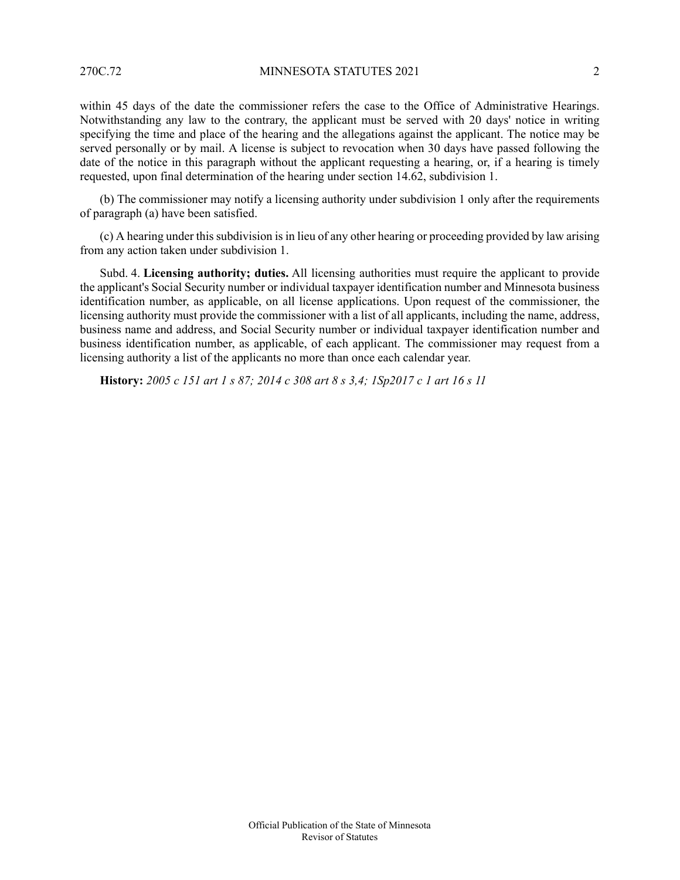within 45 days of the date the commissioner refers the case to the Office of Administrative Hearings. Notwithstanding any law to the contrary, the applicant must be served with 20 days' notice in writing specifying the time and place of the hearing and the allegations against the applicant. The notice may be served personally or by mail. A license is subject to revocation when 30 days have passed following the date of the notice in this paragraph without the applicant requesting a hearing, or, if a hearing is timely requested, upon final determination of the hearing under section 14.62, subdivision 1.

(b) The commissioner may notify a licensing authority under subdivision 1 only after the requirements of paragraph (a) have been satisfied.

(c) A hearing under this subdivision is in lieu of any other hearing or proceeding provided by law arising from any action taken under subdivision 1.

Subd. 4. **Licensing authority; duties.** All licensing authorities must require the applicant to provide the applicant's Social Security number or individual taxpayer identification number and Minnesota business identification number, as applicable, on all license applications. Upon request of the commissioner, the licensing authority must provide the commissioner with a list of all applicants, including the name, address, business name and address, and Social Security number or individual taxpayer identification number and business identification number, as applicable, of each applicant. The commissioner may request from a licensing authority a list of the applicants no more than once each calendar year.

**History:** *2005 c 151 art 1 s 87; 2014 c 308 art 8 s 3,4; 1Sp2017 c 1 art 16 s 11*